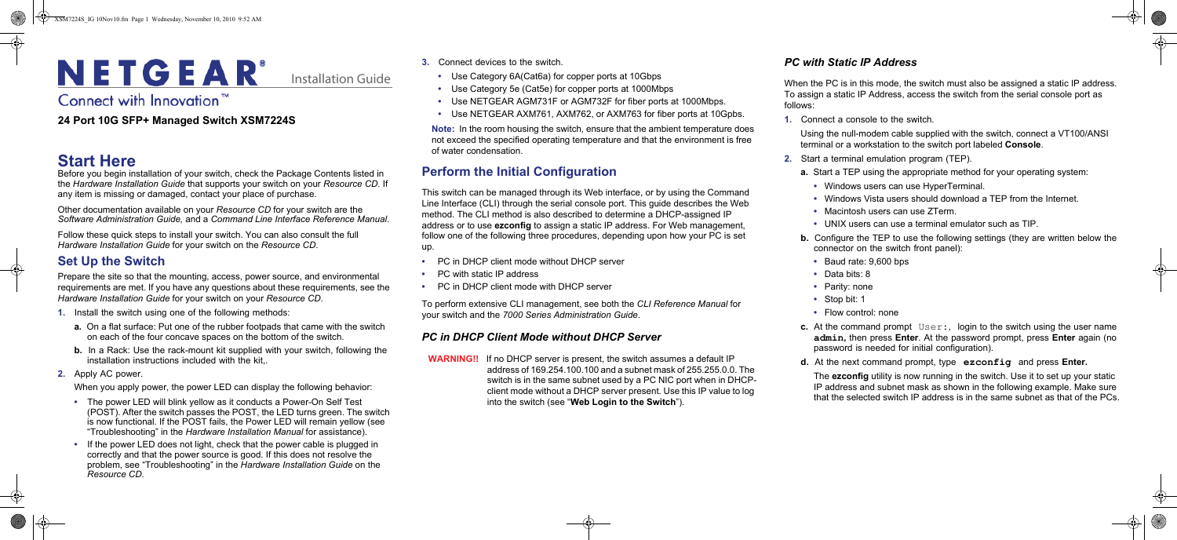NETGEAR® Installation Guide

Connect with Innovation™

**24 Port 10G SFP+ Managed Switch XSM7224S**

# Start Here

Before you begin installation of your switch, check the Package Contents listed in the *Hardware Installation Guide* that supports your switch on your *Resource CD*. If any item is missing or damaged, contact your place of purchase.

Other documentation available on your *Resource CD* for your switch are the *Software Administration Guide,* and a *Command Line Interface Reference Manual*.

Follow these quick steps to install your switch. You can also consult the full *Hardware Installation Guide* for your switch on the *Resource CD*.

## Set Up the Switch

Prepare the site so that the mounting, access, power source, and environmental requirements are met. If you have any questions about these requirements, see the *Hardware Installation Guide* for your switch on your *Resource CD*.

1. Install the switch using one of the following methods:
   a. On a flat surface: Put one of the rubber footpads that came with the switch on each of the four concave spaces on the bottom of the switch.
   b. In a Rack: Use the rack-mount kit supplied with your switch, following the installation instructions included with the kit,.
2. Apply AC power.

   When you apply power, the power LED can display the following behavior:
   - The power LED will blink yellow as it conducts a Power-On Self Test (POST). After the switch passes the POST, the LED turns green. The switch is now functional. If the POST fails, the Power LED will remain yellow (see "Troubleshooting" in the *Hardware Installation Manual* for assistance).
   - If the power LED does not light, check that the power cable is plugged in correctly and that the power source is good. If this does not resolve the problem, see "Troubleshooting" in the *Hardware Installation Guide* on the *Resource CD*.
3. Connect devices to the switch.
   - Use Category 6A(Cat6a) for copper ports at 10Gbps
   - Use Category 5e (Cat5e) for copper ports at 1000Mbps
   - Use NETGEAR AGM731F or AGM732F for fiber ports at 1000Mbps.
   - Use NETGEAR AXM761, AXM762, or AXM763 for fiber ports at 10Gpbs.

   **Note:** In the room housing the switch, ensure that the ambient temperature does not exceed the specified operating temperature and that the environment is free of water condensation.

## Perform the Initial Configuration

This switch can be managed through its Web interface, or by using the Command Line Interface (CLI) through the serial console port. This guide describes the Web method. The CLI method is also described to determine a DHCP-assigned IP address or to use **ezconfig** to assign a static IP address. For Web management, follow one of the following three procedures, depending upon how your PC is set up.

- PC in DHCP client mode without DHCP server
- PC with static IP address
- PC in DHCP client mode with DHCP server

To perform extensive CLI management, see both the *CLI Reference Manual* for your switch and the *7000 Series Administration Guide*.

### PC in DHCP Client Mode without DHCP Server

**WARNING!!** If no DHCP server is present, the switch assumes a default IP address of 169.254.100.100 and a subnet mask of 255.255.0.0. The switch is in the same subnet used by a PC NIC port when in DHCP-client mode without a DHCP server present. Use this IP value to log into the switch (see "**Web Login to the Switch**").

### PC with Static IP Address

When the PC is in this mode, the switch must also be assigned a static IP address. To assign a static IP Address, access the switch from the serial console port as follows:

1. Connect a console to the switch.

   Using the null-modem cable supplied with the switch, connect a VT100/ANSI terminal or a workstation to the switch port labeled **Console**.
2. Start a terminal emulation program (TEP).
   a. Start a TEP using the appropriate method for your operating system:
      - Windows users can use HyperTerminal.
      - Windows Vista users should download a TEP from the Internet.
      - Macintosh users can use ZTerm.
      - UNIX users can use a terminal emulator such as TIP.
   
   b. Configure the TEP to use the following settings (they are written below the connector on the switch front panel):
      - Baud rate: 9,600 bps
      - Data bits: 8
      - Parity: none
      - Stop bit: 1
      - Flow control: none
   
   c. At the command prompt `User:`, login to the switch using the user name **`admin`**, then press **Enter**. At the password prompt, press **Enter** again (no password is needed for initial configuration).
   
   d. At the next command prompt, type **`ezconfig`** and press **Enter.**

   The **ezconfig** utility is now running in the switch. Use it to set up your static IP address and subnet mask as shown in the following example. Make sure that the selected switch IP address is in the same subnet as that of the PCs.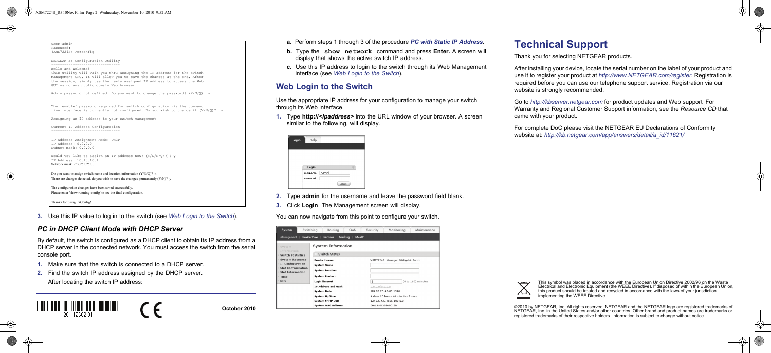```
User:admin
Password:
(XSM7224S) >ezconfig

NETGEAR EZ Configuration Utility
--------------------------------
Hello and Welcome!
This utility will walk you thru assigning the IP address for the switch
management CPU. It will allow you to save the changes at the end. After
the session, simply use the newly assigned IP address to access the Web
GUI using any public domain Web browser.

Admin password not defined. Do you want to change the password? (Y/N/Q)  n


The 'enable' password required for switch configuration via the command
line interface is currently not configured. Do you wish to change it (Y/N/Q)?  n

Assigning an IP address to your switch management

Current IP Address Configuration
--------------------------------

IP Address Assignment Mode: DHCP
IP Address: 0.0.0.0
Subnet mask: 0.0.0.0

Would you like to assign an IP address now? (Y/N/Q/?)? y
IP Address: 10.10.10.1
Network mask: 255.255.255.0

Do you want to assign switch name and location information (Y/N/Q)? n
There are changes detected, do you wish to save the changes permanently (Y/N)?  y

The configuration changes have been saved successfully.
Please enter 'show running-config' to see the final configuration.

Thanks for using EzConfig!
```

3. Use this IP value to log in to the switch (see *Web Login to the Switch*).

### PC in DHCP Client Mode with DHCP Server

By default, the switch is configured as a DHCP client to obtain its IP address from a DHCP server in the connected network. You must access the switch from the serial console port.

1. Make sure that the switch is connected to a DHCP server.
2. Find the switch IP address assigned by the DHCP server.

   After locating the switch IP address:

   a. Perform steps 1 through 3 of the procedure ***PC with Static IP Address***.

   b. Type the **`show network`** command and press **Enter.** A screen will display that shows the active switch IP address.

   c. Use this IP address to login to the switch through its Web Management interface (see *Web Login to the Switch*).

## Web Login to the Switch

Use the appropriate IP address for your configuration to manage your switch through its Web interface.

1. Type **http://*<ipaddress>*** into the URL window of your browser. A screen similar to the following, will display.

login Help

Login
Username admin
Password
LOGIN

2. Type **admin** for the username and leave the password field blank.
3. Click **Login**. The Management screen will display.

You can now navigate from this point to configure your switch.

System | Switching | Routing | QoS | Security | Monitoring | Maintenance

Management | Device View | Services | Stacking | SNMP

System Information

Switch Status

| | |
|---|---|
| Product Name | XSM7224S Managed 10 Gigabit Switch |
| System Name | |
| System Location | |
| System Contact | |
| Login Timeout | 5 (0 to 160) minutes |
| IP Address and Mask | 0.0.0.0/0.0.0.0 |
| System Date | JAN 05 20:40:05 1970 |
| System Up Time | 4 days 20 hours 40 minutes 9 secs |
| System SNMP OID | 1.3.6.1.4.1.4526.100.1.3 |
| System MAC Address | 00:14:4C:0D:9D:58 |

## Technical Support

Thank you for selecting NETGEAR products.

After installing your device, locate the serial number on the label of your product and use it to register your product at *http://www.NETGEAR.com/register*. Registration is required before you can use our telephone support service. Registration via our website is strongly recommended.

Go to *http://kbserver.netgear.com* for product updates and Web support. For Warranty and Regional Customer Support information, see the *Resource CD* that came with your product.

For complete DoC please visit the NETGEAR EU Declarations of Conformity website at: *http://kb.netgear.com/app/answers/detail/a_id/11621/*

This symbol was placed in accordance with the European Union Directive 2002/96 on the Waste Electrical and Electronic Equipment (the WEEE Directive). If disposed of within the European Union, this product should be treated and recycled in accordance with the laws of your jurisdiction implementing the WEEE Directive.

©2010 by NETGEAR, Inc. All rights reserved. NETGEAR and the NETGEAR logo are registered trademarks of NETGEAR, Inc. in the United States and/or other countries. Other brand and product names are trademarks or registered trademarks of their respective holders. Information is subject to change without notice.

201-12602-01

October 2010